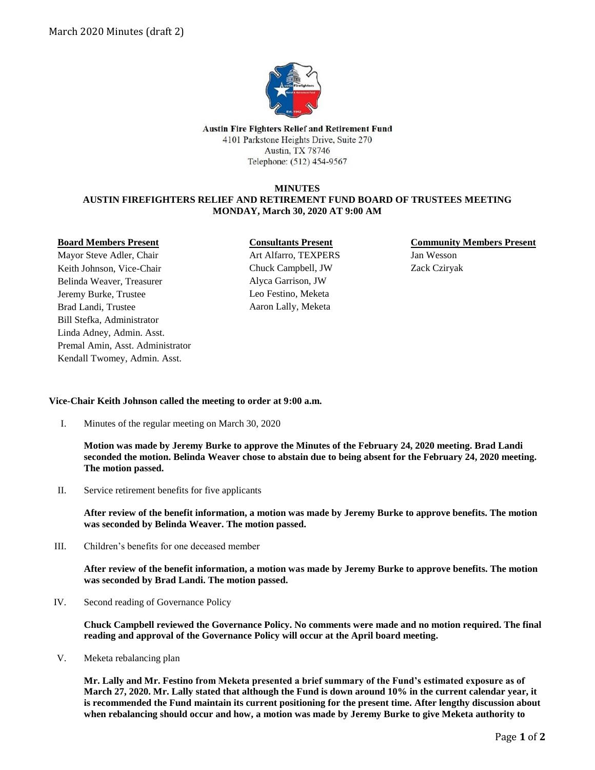March 2020 Minutes (draft 2)

**Austin Fire Fighters Relief and Retirement Fund**
4101 Parkstone Heights Drive, Suite 270
Austin, TX 78746
Telephone: (512) 454-9567

**MINUTES**
**AUSTIN FIREFIGHTERS RELIEF AND RETIREMENT FUND BOARD OF TRUSTEES MEETING**
**MONDAY, March 30, 2020 AT 9:00 AM**

**Board Members Present**
Mayor Steve Adler, Chair
Keith Johnson, Vice-Chair
Belinda Weaver, Treasurer
Jeremy Burke, Trustee
Brad Landi, Trustee
Bill Stefka, Administrator
Linda Adney, Admin. Asst.
Premal Amin, Asst. Administrator
Kendall Twomey, Admin. Asst.

**Consultants Present**
Art Alfarro, TEXPERS
Chuck Campbell, JW
Alyca Garrison, JW
Leo Festino, Meketa
Aaron Lally, Meketa

**Community Members Present**
Jan Wesson
Zack Cziryak

**Vice-Chair Keith Johnson called the meeting to order at 9:00 a.m.**

I. Minutes of the regular meeting on March 30, 2020

**Motion was made by Jeremy Burke to approve the Minutes of the February 24, 2020 meeting. Brad Landi seconded the motion. Belinda Weaver chose to abstain due to being absent for the February 24, 2020 meeting. The motion passed.**

II. Service retirement benefits for five applicants

**After review of the benefit information, a motion was made by Jeremy Burke to approve benefits. The motion was seconded by Belinda Weaver. The motion passed.**

III. Children's benefits for one deceased member

**After review of the benefit information, a motion was made by Jeremy Burke to approve benefits. The motion was seconded by Brad Landi. The motion passed.**

IV. Second reading of Governance Policy

**Chuck Campbell reviewed the Governance Policy. No comments were made and no motion required. The final reading and approval of the Governance Policy will occur at the April board meeting.**

V. Meketa rebalancing plan

**Mr. Lally and Mr. Festino from Meketa presented a brief summary of the Fund's estimated exposure as of March 27, 2020. Mr. Lally stated that although the Fund is down around 10% in the current calendar year, it is recommended the Fund maintain its current positioning for the present time. After lengthy discussion about when rebalancing should occur and how, a motion was made by Jeremy Burke to give Meketa authority to**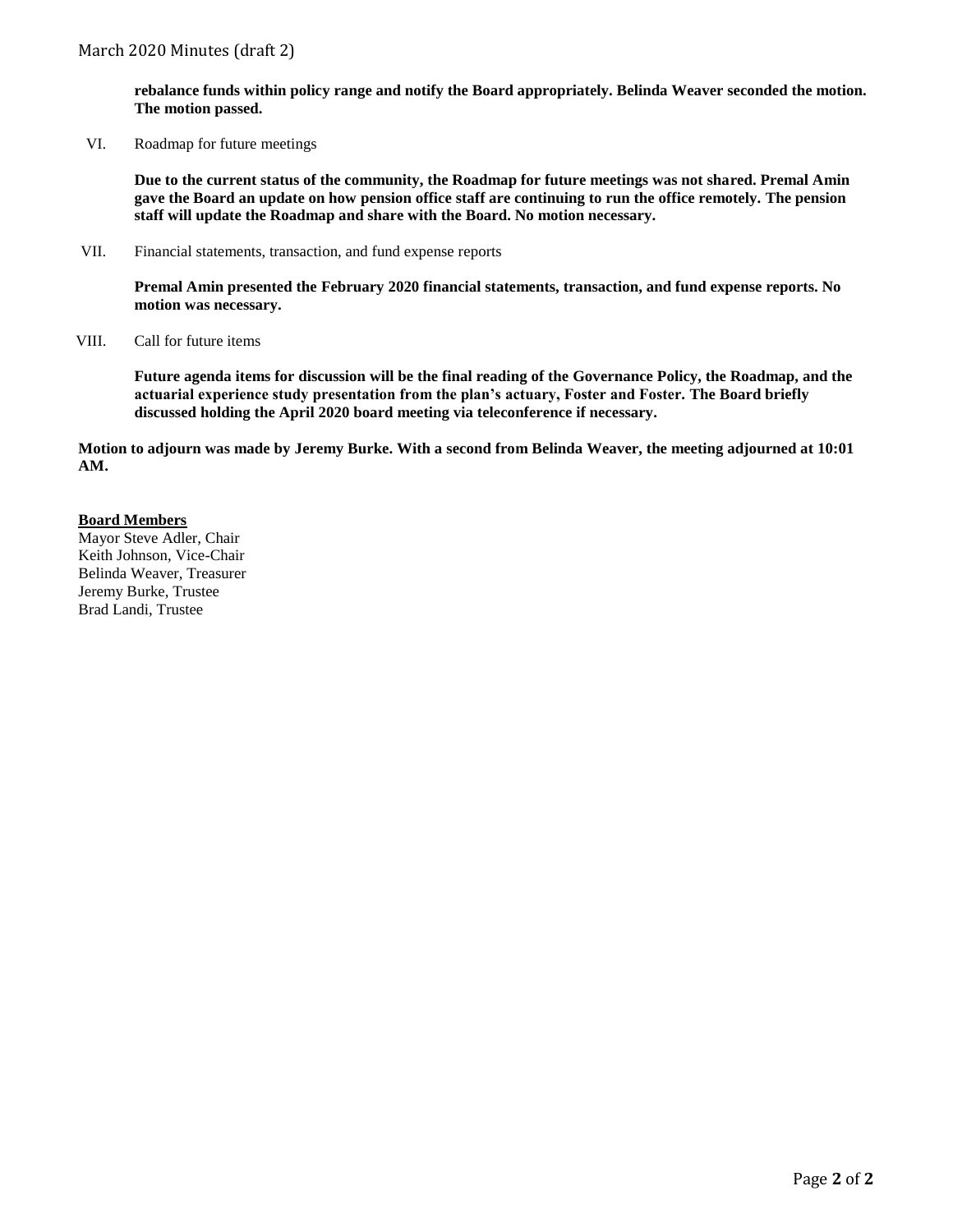**rebalance funds within policy range and notify the Board appropriately. Belinda Weaver seconded the motion. The motion passed.**

VI. Roadmap for future meetings

**Due to the current status of the community, the Roadmap for future meetings was not shared. Premal Amin gave the Board an update on how pension office staff are continuing to run the office remotely. The pension staff will update the Roadmap and share with the Board. No motion necessary.**

VII. Financial statements, transaction, and fund expense reports

**Premal Amin presented the February 2020 financial statements, transaction, and fund expense reports. No motion was necessary.**

VIII. Call for future items

**Future agenda items for discussion will be the final reading of the Governance Policy, the Roadmap, and the actuarial experience study presentation from the plan's actuary, Foster and Foster. The Board briefly discussed holding the April 2020 board meeting via teleconference if necessary.**

**Motion to adjourn was made by Jeremy Burke. With a second from Belinda Weaver, the meeting adjourned at 10:01 AM.**

**Board Members**

Mayor Steve Adler, Chair
Keith Johnson, Vice-Chair
Belinda Weaver, Treasurer
Jeremy Burke, Trustee
Brad Landi, Trustee